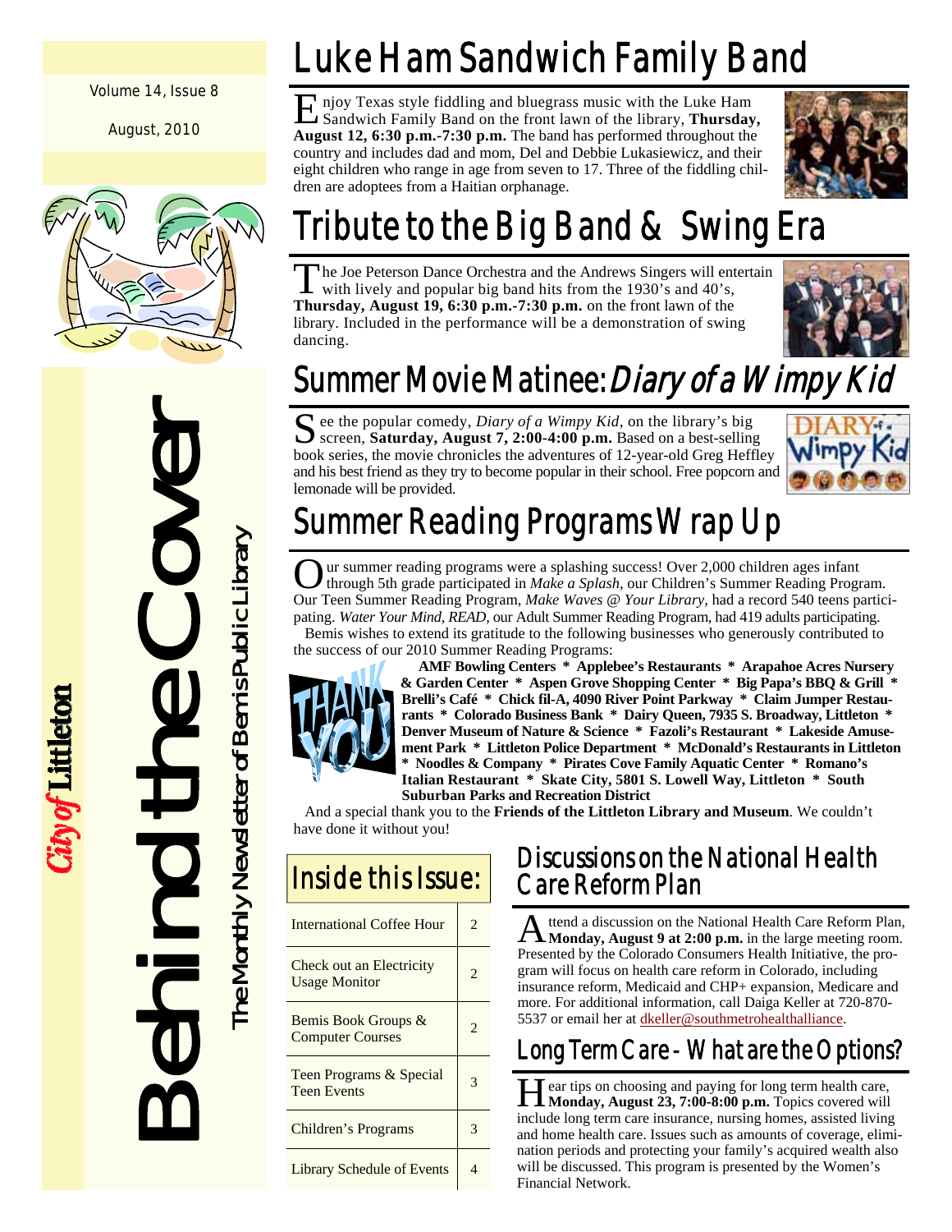Volume 14, Issue 8

August, 2010

# Behind the Cover

The Monthly Newsletter of Bemis Public Library

City of Littleton

## Luke Ham Sandwich Family Band

Enjoy Texas style fiddling and bluegrass music with the Luke Ham Sandwich Family Band on the front lawn of the library, **Thursday, August 12, 6:30 p.m.-7:30 p.m.** The band has performed throughout the country and includes dad and mom, Del and Debbie Lukasiewicz, and their eight children who range in age from seven to 17. Three of the fiddling children are adoptees from a Haitian orphanage.

## Tribute to the Big Band & Swing Era

The Joe Peterson Dance Orchestra and the Andrews Singers will entertain with lively and popular big band hits from the 1930's and 40's, **Thursday, August 19, 6:30 p.m.-7:30 p.m.** on the front lawn of the library. Included in the performance will be a demonstration of swing dancing.

## Summer Movie Matinee: *Diary of a Wimpy Kid*

See the popular comedy, *Diary of a Wimpy Kid*, on the library's big screen, **Saturday, August 7, 2:00-4:00 p.m.** Based on a best-selling book series, the movie chronicles the adventures of 12-year-old Greg Heffley and his best friend as they try to become popular in their school. Free popcorn and lemonade will be provided.

## Summer Reading Programs Wrap Up

Our summer reading programs were a splashing success! Over 2,000 children ages infant through 5th grade participated in *Make a Splash*, our Children's Summer Reading Program. Our Teen Summer Reading Program, *Make Waves @ Your Library*, had a record 540 teens participating. *Water Your Mind, READ*, our Adult Summer Reading Program, had 419 adults participating.

Bemis wishes to extend its gratitude to the following businesses who generously contributed to the success of our 2010 Summer Reading Programs:

THANK YOU

**AMF Bowling Centers * Applebee's Restaurants * Arapahoe Acres Nursery & Garden Center * Aspen Grove Shopping Center * Big Papa's BBQ & Grill * Brelli's Café * Chick fil-A, 4090 River Point Parkway * Claim Jumper Restaurants * Colorado Business Bank * Dairy Queen, 7935 S. Broadway, Littleton * Denver Museum of Nature & Science * Fazoli's Restaurant * Lakeside Amusement Park * Littleton Police Department * McDonald's Restaurants in Littleton * Noodles & Company * Pirates Cove Family Aquatic Center * Romano's Italian Restaurant * Skate City, 5801 S. Lowell Way, Littleton * South Suburban Parks and Recreation District**

And a special thank you to the **Friends of the Littleton Library and Museum**. We couldn't have done it without you!

## Inside this Issue:

| Article | Page |
|---|---|
| International Coffee Hour | 2 |
| Check out an Electricity Usage Monitor | 2 |
| Bemis Book Groups & Computer Courses | 2 |
| Teen Programs & Special Teen Events | 3 |
| Children's Programs | 3 |
| Library Schedule of Events | 4 |

## Discussions on the National Health Care Reform Plan

Attend a discussion on the National Health Care Reform Plan, **Monday, August 9 at 2:00 p.m.** in the large meeting room. Presented by the Colorado Consumers Health Initiative, the program will focus on health care reform in Colorado, including insurance reform, Medicaid and CHP+ expansion, Medicare and more. For additional information, call Daiga Keller at 720-870-5537 or email her at dkeller@southmetrohealthalliance.

## Long Term Care - What are the Options?

Hear tips on choosing and paying for long term health care, **Monday, August 23, 7:00-8:00 p.m.** Topics covered will include long term care insurance, nursing homes, assisted living and home health care. Issues such as amounts of coverage, elimination periods and protecting your family's acquired wealth also will be discussed. This program is presented by the Women's Financial Network.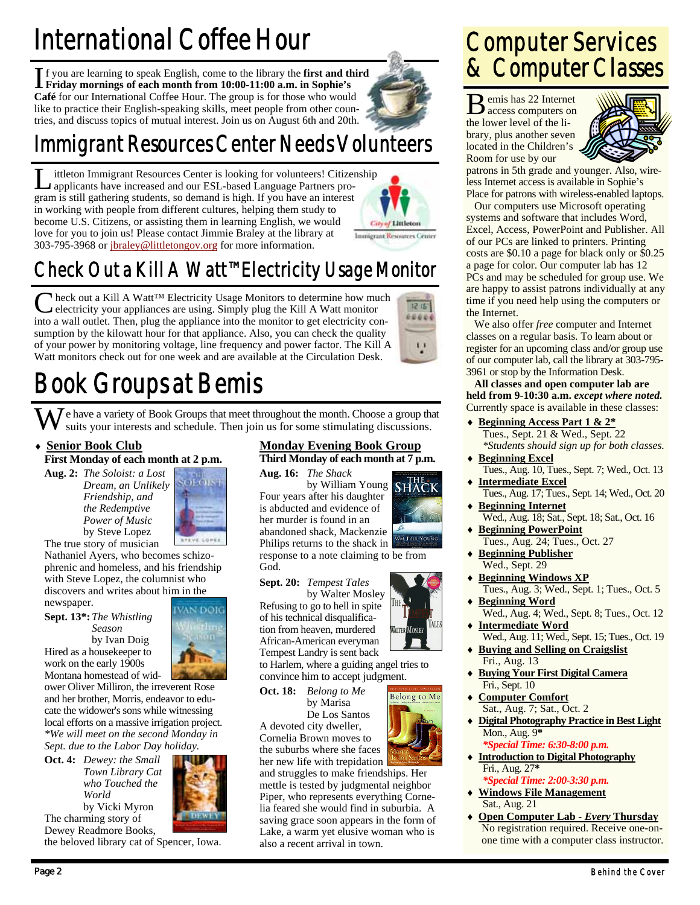# International Coffee Hour

If you are learning to speak English, come to the library the **first and third Friday mornings of each month from 10:00-11:00 a.m. in Sophie's Café** for our International Coffee Hour. The group is for those who would like to practice their English-speaking skills, meet people from other countries, and discuss topics of mutual interest. Join us on August 6th and 20th.

# Immigrant Resources Center Needs Volunteers

Littleton Immigrant Resources Center is looking for volunteers! Citizenship applicants have increased and our ESL-based Language Partners program is still gathering students, so demand is high. If you have an interest in working with people from different cultures, helping them study to become U.S. Citizens, or assisting them in learning English, we would love for you to join us! Please contact Jimmie Braley at the library at 303-795-3968 or jbraley@littletongov.org for more information.

# Check Out a Kill A Watt™ Electricity Usage Monitor

Check out a Kill A Watt™ Electricity Usage Monitors to determine how much electricity your appliances are using. Simply plug the Kill A Watt monitor into a wall outlet. Then, plug the appliance into the monitor to get electricity consumption by the kilowatt hour for that appliance. Also, you can check the quality of your power by monitoring voltage, line frequency and power factor. The Kill A Watt monitors check out for one week and are available at the Circulation Desk.

# Book Groups at Bemis

We have a variety of Book Groups that meet throughout the month. Choose a group that suits your interests and schedule. Then join us for some stimulating discussions.

- **Senior Book Club**

**First Monday of each month at 2 p.m.**

**Aug. 2:** *The Soloist: a Lost Dream, an Unlikely Friendship, and the Redemptive Power of Music* by Steve Lopez
The true story of musician Nathaniel Ayers, who becomes schizophrenic and homeless, and his friendship with Steve Lopez, the columnist who discovers and writes about him in the newspaper.

**Sept. 13\*:** *The Whistling Season* by Ivan Doig
Hired as a housekeeper to work on the early 1900s Montana homestead of widower Oliver Milliron, the irreverent Rose and her brother, Morris, endeavor to educate the widower's sons while witnessing local efforts on a massive irrigation project.
*\*We will meet on the second Monday in Sept. due to the Labor Day holiday.*

**Oct. 4:** *Dewey: the Small Town Library Cat who Touched the World* by Vicki Myron
The charming story of Dewey Readmore Books, the beloved library cat of Spencer, Iowa.

**Monday Evening Book Group**

**Third Monday of each month at 7 p.m.**

**Aug. 16:** *The Shack* by William Young
Four years after his daughter is abducted and evidence of her murder is found in an abandoned shack, Mackenzie Philips returns to the shack in response to a note claiming to be from God.

**Sept. 20:** *Tempest Tales* by Walter Mosley
Refusing to go to hell in spite of his technical disqualification from heaven, murdered African-American everyman Tempest Landry is sent back to Harlem, where a guiding angel tries to convince him to accept judgment.

**Oct. 18:** *Belong to Me* by Marisa De Los Santos
A devoted city dweller, Cornelia Brown moves to the suburbs where she faces her new life with trepidation and struggles to make friendships. Her mettle is tested by judgmental neighbor Piper, who represents everything Cornelia feared she would find in suburbia. A saving grace soon appears in the form of Lake, a warm yet elusive woman who is also a recent arrival in town.

# Computer Services & Computer Classes

Bemis has 22 Internet access computers on the lower level of the library, plus another seven located in the Children's Room for use by our patrons in 5th grade and younger. Also, wireless Internet access is available in Sophie's Place for patrons with wireless-enabled laptops.

Our computers use Microsoft operating systems and software that includes Word, Excel, Access, PowerPoint and Publisher. All of our PCs are linked to printers. Printing costs are $0.10 a page for black only or $0.25 a page for color. Our computer lab has 12 PCs and may be scheduled for group use. We are happy to assist patrons individually at any time if you need help using the computers or the Internet.

We also offer *free* computer and Internet classes on a regular basis. To learn about or register for an upcoming class and/or group use of our computer lab, call the library at 303-795-3961 or stop by the Information Desk.

**All classes and open computer lab are held from 9-10:30 a.m.** ***except where noted.*** Currently space is available in these classes:

- **Beginning Access Part 1 & 2\***
  Tues., Sept. 21 & Wed., Sept. 22
  *\*Students should sign up for both classes.*
- **Beginning Excel**
  Tues., Aug. 10, Tues., Sept. 7; Wed., Oct. 13
- **Intermediate Excel**
  Tues., Aug. 17; Tues., Sept. 14; Wed., Oct. 20
- **Beginning Internet**
  Wed., Aug. 18; Sat., Sept. 18; Sat., Oct. 16
- **Beginning PowerPoint**
  Tues., Aug. 24; Tues., Oct. 27
- **Beginning Publisher**
  Wed., Sept. 29
- **Beginning Windows XP**
  Tues., Aug. 3; Wed., Sept. 1; Tues., Oct. 5
- **Beginning Word**
  Wed., Aug. 4; Wed., Sept. 8; Tues., Oct. 12
- **Intermediate Word**
  Wed., Aug. 11; Wed., Sept. 15; Tues., Oct. 19
- **Buying and Selling on Craigslist**
  Fri., Aug. 13
- **Buying Your First Digital Camera**
  Fri., Sept. 10
- **Computer Comfort**
  Sat., Aug. 7; Sat., Oct. 2
- **Digital Photography Practice in Best Light**
  Mon., Aug. 9**\***
  ***\*Special Time: 6:30-8:00 p.m.***
- **Introduction to Digital Photography**
  Fri., Aug. 27**\***
  ***\*Special Time: 2:00-3:30 p.m.***
- **Windows File Management**
  Sat., Aug. 21
- **Open Computer Lab - *Every* Thursday**
  No registration required. Receive one-on-one time with a computer class instructor.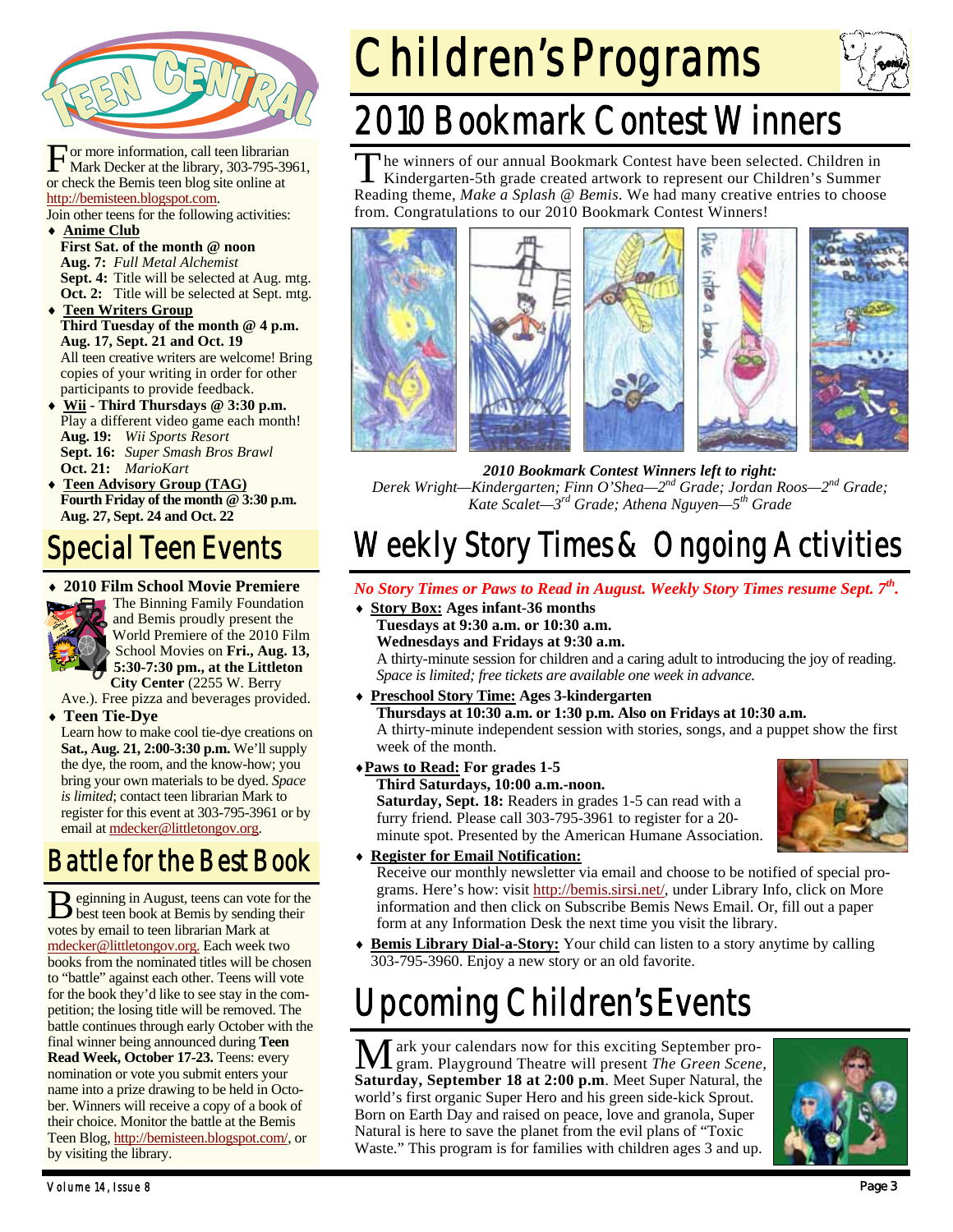# Teen Central

For more information, call teen librarian Mark Decker at the library, 303-795-3961, or check the Bemis teen blog site online at http://bemisteen.blogspot.com.

Join other teens for the following activities:

- **Anime Club**
  **First Sat. of the month @ noon**
  **Aug. 7:** *Full Metal Alchemist*
  **Sept. 4:** Title will be selected at Aug. mtg.
  **Oct. 2:** Title will be selected at Sept. mtg.
- **Teen Writers Group**
  **Third Tuesday of the month @ 4 p.m.**
  **Aug. 17, Sept. 21 and Oct. 19**
  All teen creative writers are welcome! Bring copies of your writing in order for other participants to provide feedback.
- **Wii - Third Thursdays @ 3:30 p.m.**
  Play a different video game each month!
  **Aug. 19:** *Wii Sports Resort*
  **Sept. 16:** *Super Smash Bros Brawl*
  **Oct. 21:** *MarioKart*
- **Teen Advisory Group (TAG)**
  **Fourth Friday of the month @ 3:30 p.m.**
  **Aug. 27, Sept. 24 and Oct. 22**

## Special Teen Events

- **2010 Film School Movie Premiere**
  The Binning Family Foundation and Bemis proudly present the World Premiere of the 2010 Film School Movies on **Fri., Aug. 13, 5:30-7:30 pm., at the Littleton City Center** (2255 W. Berry Ave.). Free pizza and beverages provided.
- **Teen Tie-Dye**
  Learn how to make cool tie-dye creations on **Sat., Aug. 21, 2:00-3:30 p.m.** We'll supply the dye, the room, and the know-how; you bring your own materials to be dyed. *Space is limited*; contact teen librarian Mark to register for this event at 303-795-3961 or by email at mdecker@littletongov.org.

## Battle for the Best Book

Beginning in August, teens can vote for the best teen book at Bemis by sending their votes by email to teen librarian Mark at mdecker@littletongov.org. Each week two books from the nominated titles will be chosen to "battle" against each other. Teens will vote for the book they'd like to see stay in the competition; the losing title will be removed. The battle continues through early October with the final winner being announced during **Teen Read Week, October 17-23.** Teens: every nomination or vote you submit enters your name into a prize drawing to be held in October. Winners will receive a copy of a book of their choice. Monitor the battle at the Bemis Teen Blog, http://bemisteen.blogspot.com/, or by visiting the library.

# Children's Programs

## 2010 Bookmark Contest Winners

The winners of our annual Bookmark Contest have been selected. Children in Kindergarten-5th grade created artwork to represent our Children's Summer Reading theme, *Make a Splash @ Bemis*. We had many creative entries to choose from. Congratulations to our 2010 Bookmark Contest Winners!

***2010 Bookmark Contest Winners left to right:***
*Derek Wright—Kindergarten; Finn O'Shea—2nd Grade; Jordan Roos—2nd Grade; Kate Scalet—3rd Grade; Athena Nguyen—5th Grade*

## Weekly Story Times & Ongoing Activities

***No Story Times or Paws to Read in August. Weekly Story Times resume Sept. 7th.***

- **Story Box: Ages infant-36 months**
  **Tuesdays at 9:30 a.m. or 10:30 a.m.**
  **Wednesdays and Fridays at 9:30 a.m.**
  A thirty-minute session for children and a caring adult to introducing the joy of reading. *Space is limited; free tickets are available one week in advance.*
- **Preschool Story Time: Ages 3-kindergarten**
  **Thursdays at 10:30 a.m. or 1:30 p.m. Also on Fridays at 10:30 a.m.**
  A thirty-minute independent session with stories, songs, and a puppet show the first week of the month.
- **Paws to Read: For grades 1-5**
  **Third Saturdays, 10:00 a.m.-noon.**
  **Saturday, Sept. 18:** Readers in grades 1-5 can read with a furry friend. Please call 303-795-3961 to register for a 20-minute spot. Presented by the American Humane Association.
- **Register for Email Notification:**
  Receive our monthly newsletter via email and choose to be notified of special programs. Here's how: visit http://bemis.sirsi.net/, under Library Info, click on More information and then click on Subscribe Bemis News Email. Or, fill out a paper form at any Information Desk the next time you visit the library.
- **Bemis Library Dial-a-Story:** Your child can listen to a story anytime by calling 303-795-3960. Enjoy a new story or an old favorite.

## Upcoming Children's Events

Mark your calendars now for this exciting September program. Playground Theatre will present *The Green Scene*, **Saturday, September 18 at 2:00 p.m**. Meet Super Natural, the world's first organic Super Hero and his green side-kick Sprout. Born on Earth Day and raised on peace, love and granola, Super Natural is here to save the planet from the evil plans of "Toxic Waste." This program is for families with children ages 3 and up.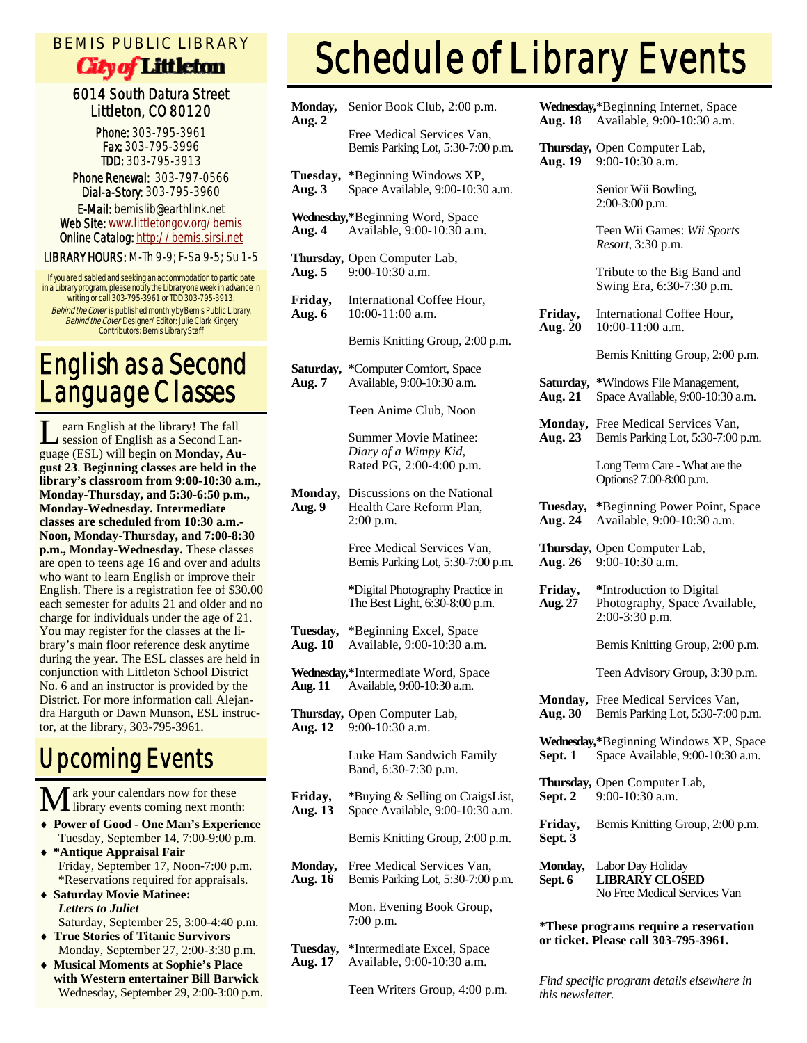BEMIS PUBLIC LIBRARY

City of Littleton

6014 South Datura Street
Littleton, CO 80120

Phone: 303-795-3961
Fax: 303-795-3996
TDD: 303-795-3913

Phone Renewal: 303-797-0566
Dial-a-Story: 303-795-3960

E-Mail: bemislib@earthlink.net
Web Site: www.littletongov.org/bemis
Online Catalog: http://bemis.sirsi.net

LIBRARY HOURS: M-Th 9-9; F-Sa 9-5; Su 1-5

If you are disabled and seeking an accommodation to participate in a Library program, please notify the Library one week in advance in writing or call 303-795-3961 or TDD 303-795-3913.

*Behind the Cover* is published monthly by Bemis Public Library.
*Behind the Cover* Designer/Editor: Julie Clark Kingery
Contributors: Bemis Library Staff

# English as a Second Language Classes

Learn English at the library! The fall session of English as a Second Language (ESL) will begin on **Monday, August 23**. **Beginning classes are held in the library's classroom from 9:00-10:30 a.m., Monday-Thursday, and 5:30-6:50 p.m., Monday-Wednesday. Intermediate classes are scheduled from 10:30 a.m.-Noon, Monday-Thursday, and 7:00-8:30 p.m., Monday-Wednesday.** These classes are open to teens age 16 and over and adults who want to learn English or improve their English. There is a registration fee of $30.00 each semester for adults 21 and older and no charge for individuals under the age of 21. You may register for the classes at the library's main floor reference desk anytime during the year. The ESL classes are held in conjunction with Littleton School District No. 6 and an instructor is provided by the District. For more information call Alejandra Harguth or Dawn Munson, ESL instructor, at the library, 303-795-3961.

# Upcoming Events

Mark your calendars now for these library events coming next month:

- **Power of Good - One Man's Experience** Tuesday, September 14, 7:00-9:00 p.m.
- **\*Antique Appraisal Fair** Friday, September 17, Noon-7:00 p.m. *Reservations required for appraisals.
- **Saturday Movie Matinee: *Letters to Juliet*** Saturday, September 25, 3:00-4:40 p.m.
- **True Stories of Titanic Survivors** Monday, September 27, 2:00-3:30 p.m.
- **Musical Moments at Sophie's Place with Western entertainer Bill Barwick** Wednesday, September 29, 2:00-3:00 p.m.

# Schedule of Library Events

**Monday, Aug. 2**
Senior Book Club, 2:00 p.m.
Free Medical Services Van, Bemis Parking Lot, 5:30-7:00 p.m.

**Tuesday, Aug. 3**
*Beginning Windows XP, Space Available, 9:00-10:30 a.m.

**Wednesday, Aug. 4**
*Beginning Word, Space Available, 9:00-10:30 a.m.

**Thursday, Aug. 5**
Open Computer Lab, 9:00-10:30 a.m.

**Friday, Aug. 6**
International Coffee Hour, 10:00-11:00 a.m.
Bemis Knitting Group, 2:00 p.m.

**Saturday, Aug. 7**
*Computer Comfort, Space Available, 9:00-10:30 a.m.
Teen Anime Club, Noon
Summer Movie Matinee: *Diary of a Wimpy Kid*, Rated PG, 2:00-4:00 p.m.

**Monday, Aug. 9**
Discussions on the National Health Care Reform Plan, 2:00 p.m.
Free Medical Services Van, Bemis Parking Lot, 5:30-7:00 p.m.
*Digital Photography Practice in The Best Light, 6:30-8:00 p.m.

**Tuesday, Aug. 10**
*Beginning Excel, Space Available, 9:00-10:30 a.m.

**Wednesday, Aug. 11**
*Intermediate Word, Space Available, 9:00-10:30 a.m.

**Thursday, Aug. 12**
Open Computer Lab, 9:00-10:30 a.m.
Luke Ham Sandwich Family Band, 6:30-7:30 p.m.

**Friday, Aug. 13**
*Buying & Selling on CraigsList, Space Available, 9:00-10:30 a.m.
Bemis Knitting Group, 2:00 p.m.

**Monday, Aug. 16**
Free Medical Services Van, Bemis Parking Lot, 5:30-7:00 p.m.
Mon. Evening Book Group, 7:00 p.m.

**Tuesday, Aug. 17**
*Intermediate Excel, Space Available, 9:00-10:30 a.m.
Teen Writers Group, 4:00 p.m.

**Wednesday, Aug. 18**
*Beginning Internet, Space Available, 9:00-10:30 a.m.

**Thursday, Aug. 19**
Open Computer Lab, 9:00-10:30 a.m.
Senior Wii Bowling, 2:00-3:00 p.m.
Teen Wii Games: *Wii Sports Resort*, 3:30 p.m.
Tribute to the Big Band and Swing Era, 6:30-7:30 p.m.

**Friday, Aug. 20**
International Coffee Hour, 10:00-11:00 a.m.
Bemis Knitting Group, 2:00 p.m.

**Saturday, Aug. 21**
*Windows File Management, Space Available, 9:00-10:30 a.m.

**Monday, Aug. 23**
Free Medical Services Van, Bemis Parking Lot, 5:30-7:00 p.m.
Long Term Care - What are the Options? 7:00-8:00 p.m.

**Tuesday, Aug. 24**
*Beginning Power Point, Space Available, 9:00-10:30 a.m.

**Thursday, Aug. 26**
Open Computer Lab, 9:00-10:30 a.m.

**Friday, Aug. 27**
*Introduction to Digital Photography, Space Available, 2:00-3:30 p.m.
Bemis Knitting Group, 2:00 p.m.
Teen Advisory Group, 3:30 p.m.

**Monday, Aug. 30**
Free Medical Services Van, Bemis Parking Lot, 5:30-7:00 p.m.

**Wednesday, Sept. 1**
*Beginning Windows XP, Space Available, 9:00-10:30 a.m.

**Thursday, Sept. 2**
Open Computer Lab, 9:00-10:30 a.m.

**Friday, Sept. 3**
Bemis Knitting Group, 2:00 p.m.

**Monday, Sept. 6**
Labor Day Holiday
**LIBRARY CLOSED**
No Free Medical Services Van

**\*These programs require a reservation or ticket. Please call 303-795-3961.**

*Find specific program details elsewhere in this newsletter.*